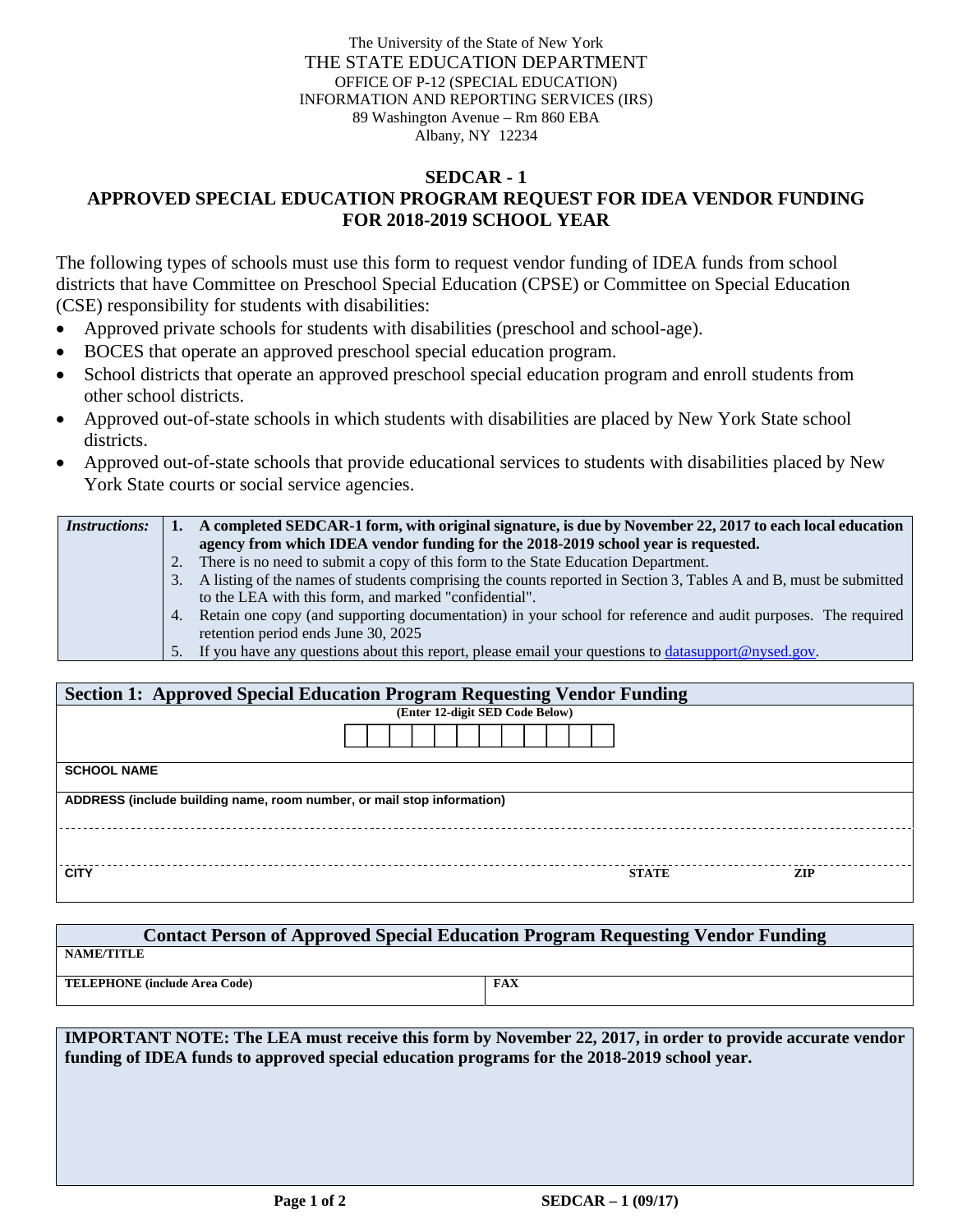The University of the State of New York
THE STATE EDUCATION DEPARTMENT
OFFICE OF P-12 (SPECIAL EDUCATION)
INFORMATION AND REPORTING SERVICES (IRS)
89 Washington Avenue – Rm 860 EBA
Albany, NY 12234

# SEDCAR - 1
## APPROVED SPECIAL EDUCATION PROGRAM REQUEST FOR IDEA VENDOR FUNDING FOR 2018-2019 SCHOOL YEAR

The following types of schools must use this form to request vendor funding of IDEA funds from school districts that have Committee on Preschool Special Education (CPSE) or Committee on Special Education (CSE) responsibility for students with disabilities:

- Approved private schools for students with disabilities (preschool and school-age).
- BOCES that operate an approved preschool special education program.
- School districts that operate an approved preschool special education program and enroll students from other school districts.
- Approved out-of-state schools in which students with disabilities are placed by New York State school districts.
- Approved out-of-state schools that provide educational services to students with disabilities placed by New York State courts or social service agencies.

*Instructions:*

1. **A completed SEDCAR-1 form, with original signature, is due by November 22, 2017 to each local education agency from which IDEA vendor funding for the 2018-2019 school year is requested.**
2. There is no need to submit a copy of this form to the State Education Department.
3. A listing of the names of students comprising the counts reported in Section 3, Tables A and B, must be submitted to the LEA with this form, and marked "confidential".
4. Retain one copy (and supporting documentation) in your school for reference and audit purposes. The required retention period ends June 30, 2025
5. If you have any questions about this report, please email your questions to datasupport@nysed.gov.

## Section 1: Approved Special Education Program Requesting Vendor Funding

**(Enter 12-digit SED Code Below)**

| | | | | | | | | | | | |
|---|---|---|---|---|---|---|---|---|---|---|---|
| | | | | | | | | | | | |

**SCHOOL NAME**

**ADDRESS (include building name, room number, or mail stop information)**

**CITY** **STATE** **ZIP**

## Contact Person of Approved Special Education Program Requesting Vendor Funding

**NAME/TITLE**

| TELEPHONE (include Area Code) | FAX |
|---|---|
| | |

**IMPORTANT NOTE: The LEA must receive this form by November 22, 2017, in order to provide accurate vendor funding of IDEA funds to approved special education programs for the 2018-2019 school year.**

SEDCAR – 1 (09/17)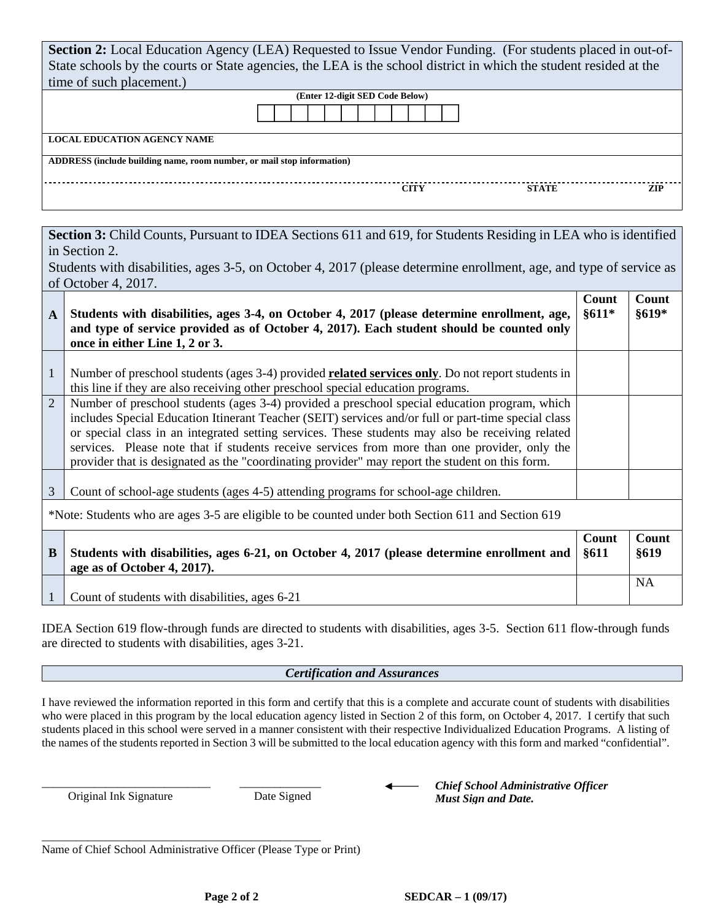**Section 2:** Local Education Agency (LEA) Requested to Issue Vendor Funding. (For students placed in out-of-State schools by the courts or State agencies, the LEA is the school district in which the student resided at the time of such placement.)

**(Enter 12-digit SED Code Below)**

| | | | | | | | | | | | |
|---|---|---|---|---|---|---|---|---|---|---|---|
| | | | | | | | | | | | |

**LOCAL EDUCATION AGENCY NAME**

**ADDRESS (include building name, room number, or mail stop information)**

**CITY** **STATE** **ZIP**

**Section 3:** Child Counts, Pursuant to IDEA Sections 611 and 619, for Students Residing in LEA who is identified in Section 2.
Students with disabilities, ages 3-5, on October 4, 2017 (please determine enrollment, age, and type of service as of October 4, 2017.

| **A** | **Students with disabilities, ages 3-4, on October 4, 2017 (please determine enrollment, age, and type of service provided as of October 4, 2017). Each student should be counted only once in either Line 1, 2 or 3.** | **Count §611*** | **Count §619*** |
|---|---|---|---|
| 1 | Number of preschool students (ages 3-4) provided **related services only**. Do not report students in this line if they are also receiving other preschool special education programs. | | |
| 2 | Number of preschool students (ages 3-4) provided a preschool special education program, which includes Special Education Itinerant Teacher (SEIT) services and/or full or part-time special class or special class in an integrated setting services. These students may also be receiving related services. Please note that if students receive services from more than one provider, only the provider that is designated as the "coordinating provider" may report the student on this form. | | |
| 3 | Count of school-age students (ages 4-5) attending programs for school-age children. | | |

*Note: Students who are ages 3-5 are eligible to be counted under both Section 611 and Section 619

| **B** | **Students with disabilities, ages 6-21, on October 4, 2017 (please determine enrollment and age as of October 4, 2017).** | **Count §611** | **Count §619** |
|---|---|---|---|
| 1 | Count of students with disabilities, ages 6-21 | | NA |

IDEA Section 619 flow-through funds are directed to students with disabilities, ages 3-5. Section 611 flow-through funds are directed to students with disabilities, ages 3-21.

***Certification and Assurances***

I have reviewed the information reported in this form and certify that this is a complete and accurate count of students with disabilities who were placed in this program by the local education agency listed in Section 2 of this form, on October 4, 2017. I certify that such students placed in this school were served in a manner consistent with their respective Individualized Education Programs. A listing of the names of the students reported in Section 3 will be submitted to the local education agency with this form and marked "confidential".

\_\_\_\_\_\_\_\_\_\_\_\_\_\_\_\_\_\_\_\_\_\_\_\_\_\_\_\_ \_\_\_\_\_\_\_\_\_\_\_\_\_\_
Original Ink Signature Date Signed ← ***Chief School Administrative Officer Must Sign and Date.***

\_\_\_\_\_\_\_\_\_\_\_\_\_\_\_\_\_\_\_\_\_\_\_\_\_\_\_\_\_\_\_\_\_\_\_\_\_\_\_\_\_\_\_\_\_\_
Name of Chief School Administrative Officer (Please Type or Print)

**SEDCAR – 1 (09/17)**